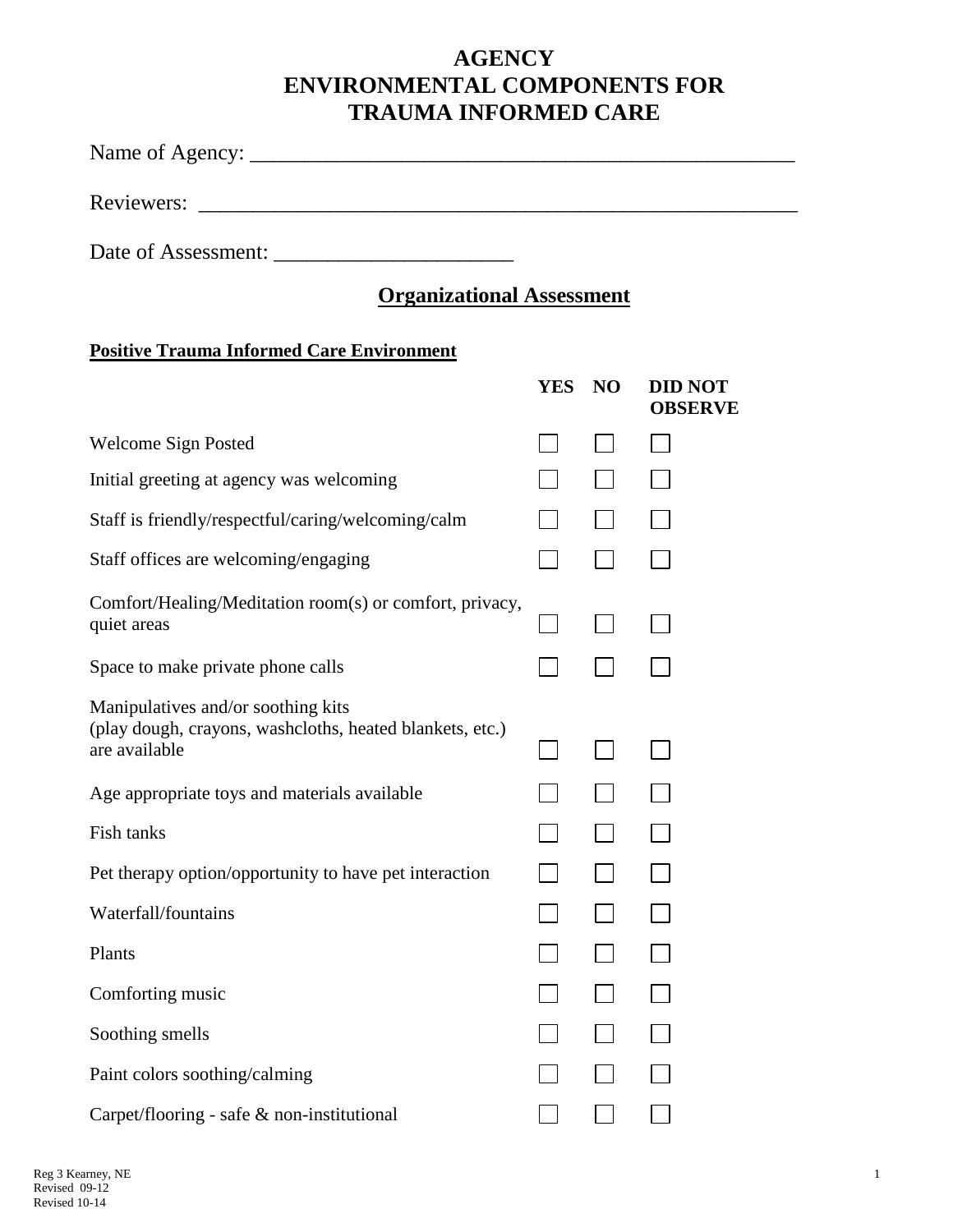# AGENCY
# ENVIRONMENTAL COMPONENTS FOR TRAUMA INFORMED CARE

Name of Agency: ___________________________________________________

Reviewers: _________________________________________________________

Date of Assessment: ______________________

## Organizational Assessment

**Positive Trauma Informed Care Environment**

| | YES | NO | DID NOT OBSERVE |
|---|---|---|---|
| Welcome Sign Posted | ☐ | ☐ | ☐ |
| Initial greeting at agency was welcoming | ☐ | ☐ | ☐ |
| Staff is friendly/respectful/caring/welcoming/calm | ☐ | ☐ | ☐ |
| Staff offices are welcoming/engaging | ☐ | ☐ | ☐ |
| Comfort/Healing/Meditation room(s) or comfort, privacy, quiet areas | ☐ | ☐ | ☐ |
| Space to make private phone calls | ☐ | ☐ | ☐ |
| Manipulatives and/or soothing kits (play dough, crayons, washcloths, heated blankets, etc.) are available | ☐ | ☐ | ☐ |
| Age appropriate toys and materials available | ☐ | ☐ | ☐ |
| Fish tanks | ☐ | ☐ | ☐ |
| Pet therapy option/opportunity to have pet interaction | ☐ | ☐ | ☐ |
| Waterfall/fountains | ☐ | ☐ | ☐ |
| Plants | ☐ | ☐ | ☐ |
| Comforting music | ☐ | ☐ | ☐ |
| Soothing smells | ☐ | ☐ | ☐ |
| Paint colors soothing/calming | ☐ | ☐ | ☐ |
| Carpet/flooring - safe & non-institutional | ☐ | ☐ | ☐ |

Reg 3 Kearney, NE
Revised 09-12
Revised 10-14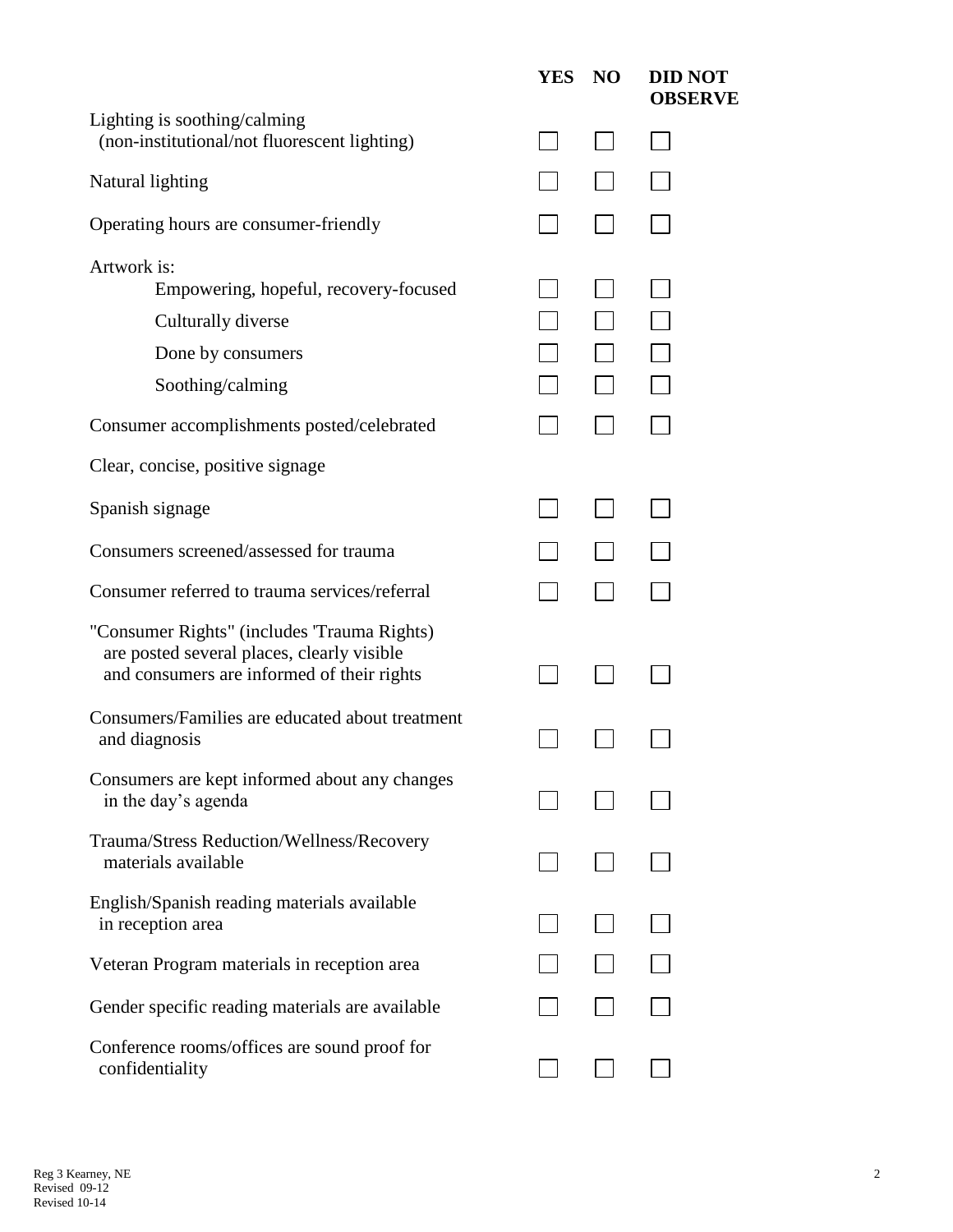| | YES | NO | DID NOT OBSERVE |
|---|---|---|---|
| Lighting is soothing/calming (non-institutional/not fluorescent lighting) | ☐ | ☐ | ☐ |
| Natural lighting | ☐ | ☐ | ☐ |
| Operating hours are consumer-friendly | ☐ | ☐ | ☐ |
| Artwork is: | | | |
| Empowering, hopeful, recovery-focused | ☐ | ☐ | ☐ |
| Culturally diverse | ☐ | ☐ | ☐ |
| Done by consumers | ☐ | ☐ | ☐ |
| Soothing/calming | ☐ | ☐ | ☐ |
| Consumer accomplishments posted/celebrated | ☐ | ☐ | ☐ |
| Clear, concise, positive signage | | | |
| Spanish signage | ☐ | ☐ | ☐ |
| Consumers screened/assessed for trauma | ☐ | ☐ | ☐ |
| Consumer referred to trauma services/referral | ☐ | ☐ | ☐ |
| "Consumer Rights" (includes 'Trauma Rights) are posted several places, clearly visible and consumers are informed of their rights | ☐ | ☐ | ☐ |
| Consumers/Families are educated about treatment and diagnosis | ☐ | ☐ | ☐ |
| Consumers are kept informed about any changes in the day's agenda | ☐ | ☐ | ☐ |
| Trauma/Stress Reduction/Wellness/Recovery materials available | ☐ | ☐ | ☐ |
| English/Spanish reading materials available in reception area | ☐ | ☐ | ☐ |
| Veteran Program materials in reception area | ☐ | ☐ | ☐ |
| Gender specific reading materials are available | ☐ | ☐ | ☐ |
| Conference rooms/offices are sound proof for confidentiality | ☐ | ☐ | ☐ |

Reg 3 Kearney, NE
Revised 09-12
Revised 10-14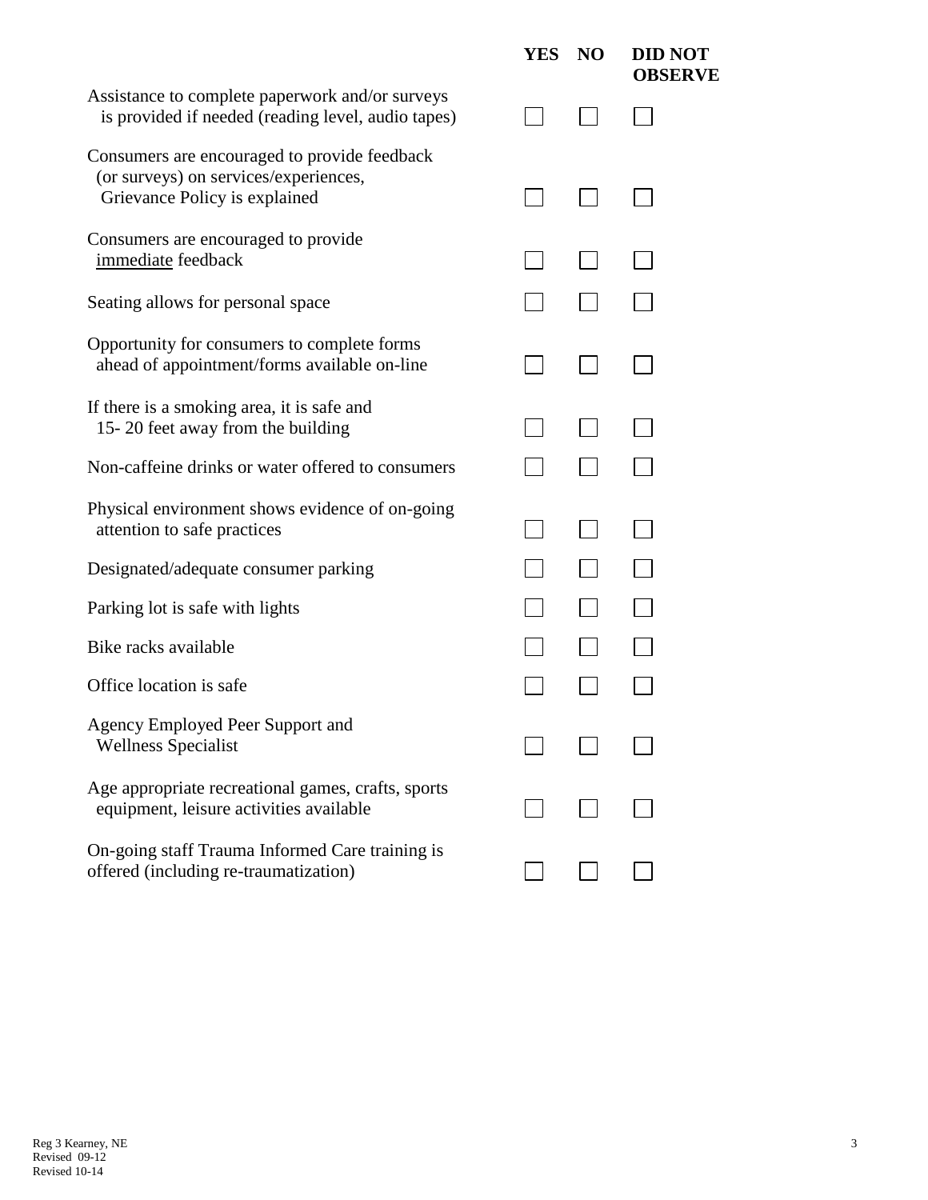| | YES | NO | DID NOT OBSERVE |
|---|---|---|---|
| Assistance to complete paperwork and/or surveys is provided if needed (reading level, audio tapes) | ☐ | ☐ | ☐ |
| Consumers are encouraged to provide feedback (or surveys) on services/experiences, Grievance Policy is explained | ☐ | ☐ | ☐ |
| Consumers are encouraged to provide <u>immediate</u> feedback | ☐ | ☐ | ☐ |
| Seating allows for personal space | ☐ | ☐ | ☐ |
| Opportunity for consumers to complete forms ahead of appointment/forms available on-line | ☐ | ☐ | ☐ |
| If there is a smoking area, it is safe and 15- 20 feet away from the building | ☐ | ☐ | ☐ |
| Non-caffeine drinks or water offered to consumers | ☐ | ☐ | ☐ |
| Physical environment shows evidence of on-going attention to safe practices | ☐ | ☐ | ☐ |
| Designated/adequate consumer parking | ☐ | ☐ | ☐ |
| Parking lot is safe with lights | ☐ | ☐ | ☐ |
| Bike racks available | ☐ | ☐ | ☐ |
| Office location is safe | ☐ | ☐ | ☐ |
| Agency Employed Peer Support and Wellness Specialist | ☐ | ☐ | ☐ |
| Age appropriate recreational games, crafts, sports equipment, leisure activities available | ☐ | ☐ | ☐ |
| On-going staff Trauma Informed Care training is offered (including re-traumatization) | ☐ | ☐ | ☐ |

Reg 3 Kearney, NE
Revised 09-12
Revised 10-14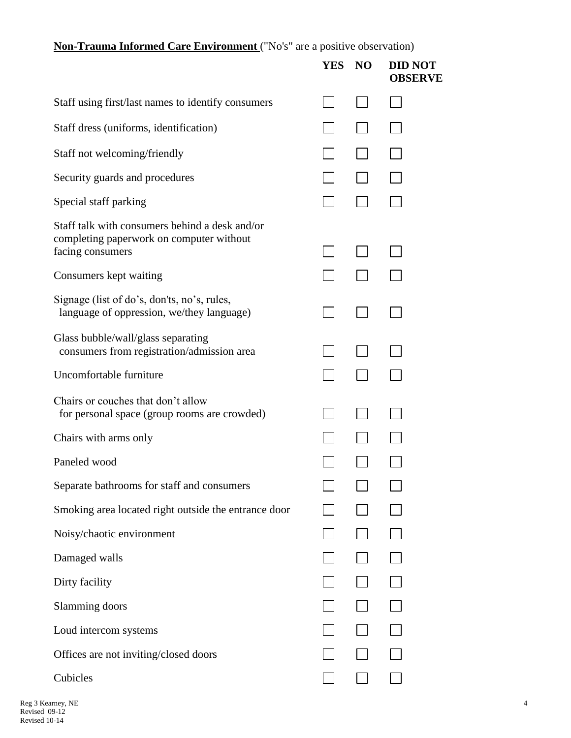**Non-Trauma Informed Care Environment** ("No's" are a positive observation)

| | YES | NO | DID NOT OBSERVE |
|---|---|---|---|
| Staff using first/last names to identify consumers | ☐ | ☐ | ☐ |
| Staff dress (uniforms, identification) | ☐ | ☐ | ☐ |
| Staff not welcoming/friendly | ☐ | ☐ | ☐ |
| Security guards and procedures | ☐ | ☐ | ☐ |
| Special staff parking | ☐ | ☐ | ☐ |
| Staff talk with consumers behind a desk and/or completing paperwork on computer without facing consumers | ☐ | ☐ | ☐ |
| Consumers kept waiting | ☐ | ☐ | ☐ |
| Signage (list of do's, don'ts, no's, rules, language of oppression, we/they language) | ☐ | ☐ | ☐ |
| Glass bubble/wall/glass separating consumers from registration/admission area | ☐ | ☐ | ☐ |
| Uncomfortable furniture | ☐ | ☐ | ☐ |
| Chairs or couches that don't allow for personal space (group rooms are crowded) | ☐ | ☐ | ☐ |
| Chairs with arms only | ☐ | ☐ | ☐ |
| Paneled wood | ☐ | ☐ | ☐ |
| Separate bathrooms for staff and consumers | ☐ | ☐ | ☐ |
| Smoking area located right outside the entrance door | ☐ | ☐ | ☐ |
| Noisy/chaotic environment | ☐ | ☐ | ☐ |
| Damaged walls | ☐ | ☐ | ☐ |
| Dirty facility | ☐ | ☐ | ☐ |
| Slamming doors | ☐ | ☐ | ☐ |
| Loud intercom systems | ☐ | ☐ | ☐ |
| Offices are not inviting/closed doors | ☐ | ☐ | ☐ |
| Cubicles | ☐ | ☐ | ☐ |

Reg 3 Kearney, NE
Revised 09-12
Revised 10-14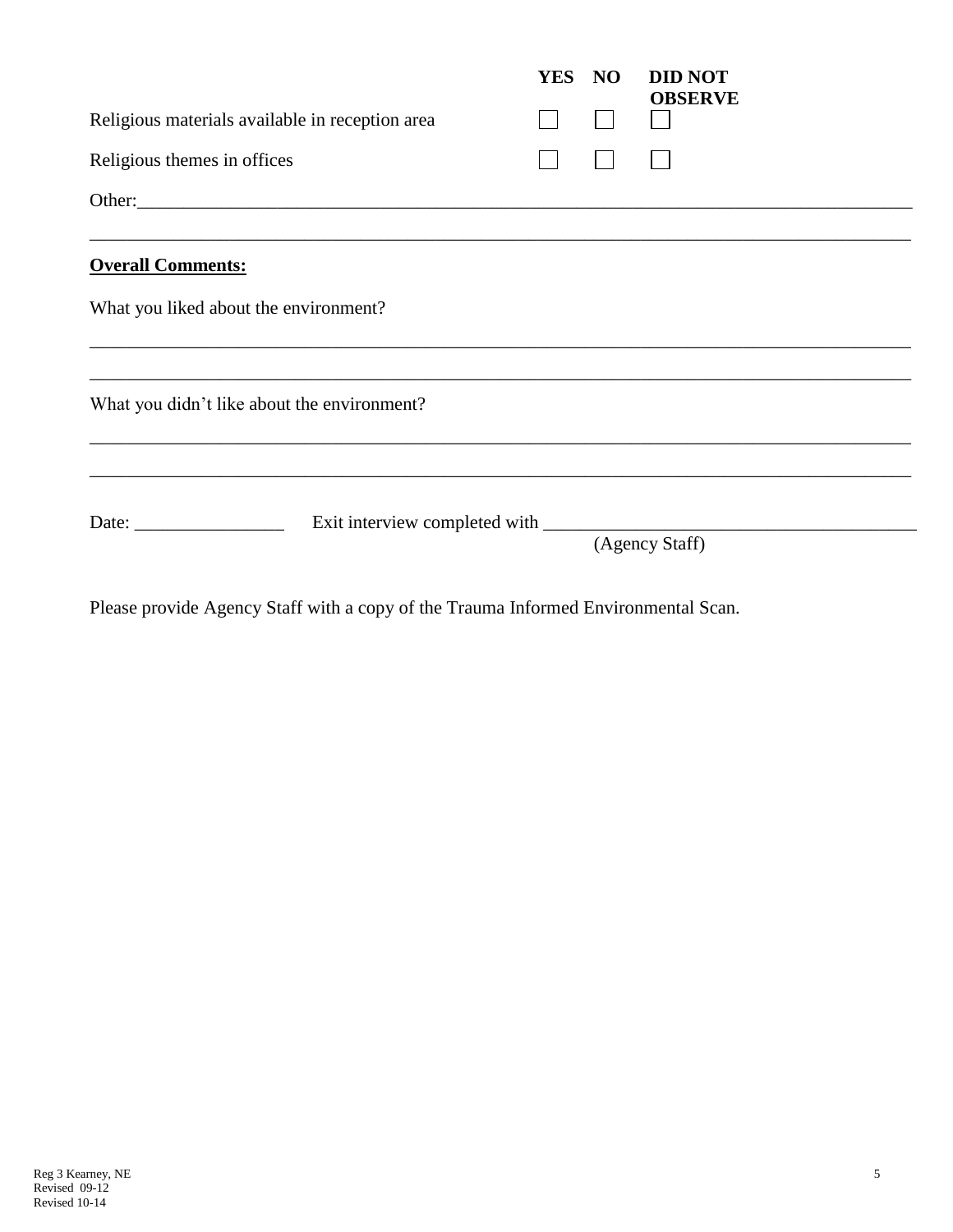| | YES | NO | DID NOT OBSERVE |
|---|---|---|---|
| Religious materials available in reception area | ☐ | ☐ | ☐ |
| Religious themes in offices | ☐ | ☐ | ☐ |

Other:_______________________________________________________________________________

_____________________________________________________________________________________

**Overall Comments:**

What you liked about the environment?

_____________________________________________________________________________________

_____________________________________________________________________________________

What you didn't like about the environment?

_____________________________________________________________________________________

_____________________________________________________________________________________

Date: ________________ Exit interview completed with ________________________________________
(Agency Staff)

Please provide Agency Staff with a copy of the Trauma Informed Environmental Scan.

Reg 3 Kearney, NE
Revised 09-12
Revised 10-14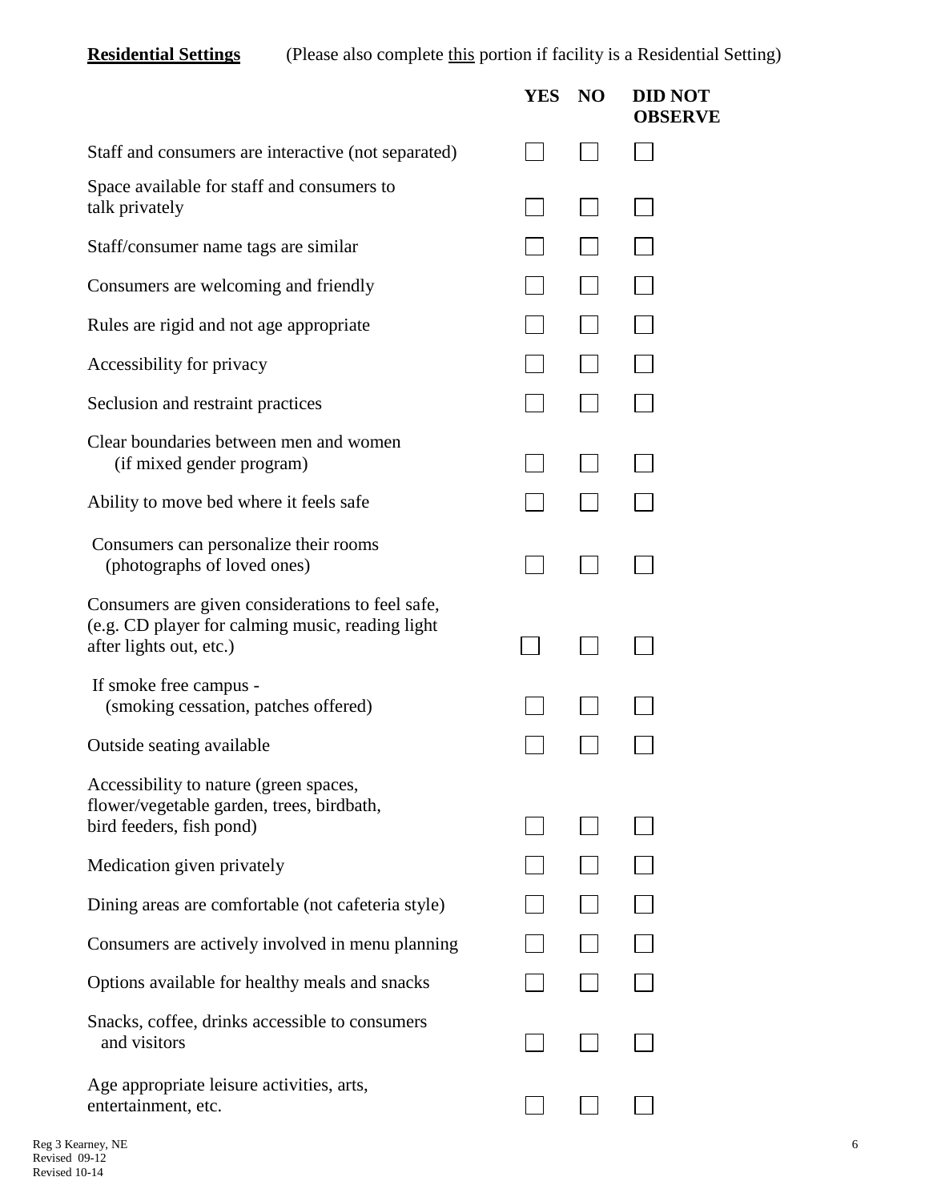**Residential Settings** (Please also complete <u>this</u> portion if facility is a Residential Setting)

| | YES | NO | DID NOT OBSERVE |
|---|---|---|---|
| Staff and consumers are interactive (not separated) | ☐ | ☐ | ☐ |
| Space available for staff and consumers to talk privately | ☐ | ☐ | ☐ |
| Staff/consumer name tags are similar | ☐ | ☐ | ☐ |
| Consumers are welcoming and friendly | ☐ | ☐ | ☐ |
| Rules are rigid and not age appropriate | ☐ | ☐ | ☐ |
| Accessibility for privacy | ☐ | ☐ | ☐ |
| Seclusion and restraint practices | ☐ | ☐ | ☐ |
| Clear boundaries between men and women (if mixed gender program) | ☐ | ☐ | ☐ |
| Ability to move bed where it feels safe | ☐ | ☐ | ☐ |
| Consumers can personalize their rooms (photographs of loved ones) | ☐ | ☐ | ☐ |
| Consumers are given considerations to feel safe, (e.g. CD player for calming music, reading light after lights out, etc.) | ☐ | ☐ | ☐ |
| If smoke free campus - (smoking cessation, patches offered) | ☐ | ☐ | ☐ |
| Outside seating available | ☐ | ☐ | ☐ |
| Accessibility to nature (green spaces, flower/vegetable garden, trees, birdbath, bird feeders, fish pond) | ☐ | ☐ | ☐ |
| Medication given privately | ☐ | ☐ | ☐ |
| Dining areas are comfortable (not cafeteria style) | ☐ | ☐ | ☐ |
| Consumers are actively involved in menu planning | ☐ | ☐ | ☐ |
| Options available for healthy meals and snacks | ☐ | ☐ | ☐ |
| Snacks, coffee, drinks accessible to consumers and visitors | ☐ | ☐ | ☐ |
| Age appropriate leisure activities, arts, entertainment, etc. | ☐ | ☐ | ☐ |

Reg 3 Kearney, NE
Revised 09-12
Revised 10-14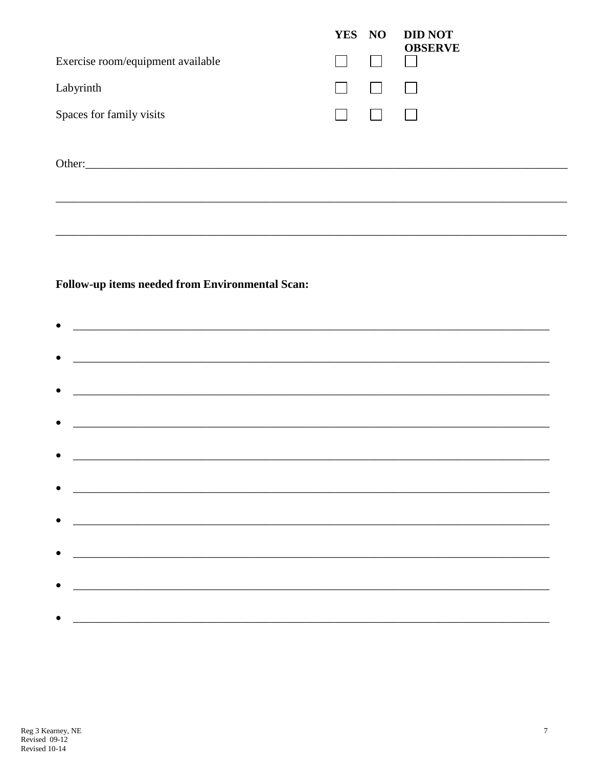| | YES | NO | DID NOT OBSERVE |
|---|---|---|---|
| Exercise room/equipment available | ☐ | ☐ | ☐ |
| Labyrinth | ☐ | ☐ | ☐ |
| Spaces for family visits | ☐ | ☐ | ☐ |

Other:\_\_\_\_\_\_\_\_\_\_\_\_\_\_\_\_\_\_\_\_\_\_\_\_\_\_\_\_\_\_\_\_\_\_\_\_\_\_\_\_\_\_\_\_\_\_\_\_\_\_\_\_\_\_\_\_\_\_\_\_\_\_\_\_\_\_\_\_\_\_\_\_

\_\_\_\_\_\_\_\_\_\_\_\_\_\_\_\_\_\_\_\_\_\_\_\_\_\_\_\_\_\_\_\_\_\_\_\_\_\_\_\_\_\_\_\_\_\_\_\_\_\_\_\_\_\_\_\_\_\_\_\_\_\_\_\_\_\_\_\_\_\_\_\_\_\_\_\_\_\_

\_\_\_\_\_\_\_\_\_\_\_\_\_\_\_\_\_\_\_\_\_\_\_\_\_\_\_\_\_\_\_\_\_\_\_\_\_\_\_\_\_\_\_\_\_\_\_\_\_\_\_\_\_\_\_\_\_\_\_\_\_\_\_\_\_\_\_\_\_\_\_\_\_\_\_\_\_\_

**Follow-up items needed from Environmental Scan:**

- \_\_\_\_\_\_\_\_\_\_\_\_\_\_\_\_\_\_\_\_\_\_\_\_\_\_\_\_\_\_\_\_\_\_\_\_\_\_\_\_\_\_\_\_\_\_\_\_\_\_\_\_\_\_\_\_\_\_\_\_\_\_\_\_\_\_\_\_\_\_\_\_\_\_
- \_\_\_\_\_\_\_\_\_\_\_\_\_\_\_\_\_\_\_\_\_\_\_\_\_\_\_\_\_\_\_\_\_\_\_\_\_\_\_\_\_\_\_\_\_\_\_\_\_\_\_\_\_\_\_\_\_\_\_\_\_\_\_\_\_\_\_\_\_\_\_\_\_\_
- \_\_\_\_\_\_\_\_\_\_\_\_\_\_\_\_\_\_\_\_\_\_\_\_\_\_\_\_\_\_\_\_\_\_\_\_\_\_\_\_\_\_\_\_\_\_\_\_\_\_\_\_\_\_\_\_\_\_\_\_\_\_\_\_\_\_\_\_\_\_\_\_\_\_
- \_\_\_\_\_\_\_\_\_\_\_\_\_\_\_\_\_\_\_\_\_\_\_\_\_\_\_\_\_\_\_\_\_\_\_\_\_\_\_\_\_\_\_\_\_\_\_\_\_\_\_\_\_\_\_\_\_\_\_\_\_\_\_\_\_\_\_\_\_\_\_\_\_\_
- \_\_\_\_\_\_\_\_\_\_\_\_\_\_\_\_\_\_\_\_\_\_\_\_\_\_\_\_\_\_\_\_\_\_\_\_\_\_\_\_\_\_\_\_\_\_\_\_\_\_\_\_\_\_\_\_\_\_\_\_\_\_\_\_\_\_\_\_\_\_\_\_\_\_
- \_\_\_\_\_\_\_\_\_\_\_\_\_\_\_\_\_\_\_\_\_\_\_\_\_\_\_\_\_\_\_\_\_\_\_\_\_\_\_\_\_\_\_\_\_\_\_\_\_\_\_\_\_\_\_\_\_\_\_\_\_\_\_\_\_\_\_\_\_\_\_\_\_\_
- \_\_\_\_\_\_\_\_\_\_\_\_\_\_\_\_\_\_\_\_\_\_\_\_\_\_\_\_\_\_\_\_\_\_\_\_\_\_\_\_\_\_\_\_\_\_\_\_\_\_\_\_\_\_\_\_\_\_\_\_\_\_\_\_\_\_\_\_\_\_\_\_\_\_
- \_\_\_\_\_\_\_\_\_\_\_\_\_\_\_\_\_\_\_\_\_\_\_\_\_\_\_\_\_\_\_\_\_\_\_\_\_\_\_\_\_\_\_\_\_\_\_\_\_\_\_\_\_\_\_\_\_\_\_\_\_\_\_\_\_\_\_\_\_\_\_\_\_\_
- \_\_\_\_\_\_\_\_\_\_\_\_\_\_\_\_\_\_\_\_\_\_\_\_\_\_\_\_\_\_\_\_\_\_\_\_\_\_\_\_\_\_\_\_\_\_\_\_\_\_\_\_\_\_\_\_\_\_\_\_\_\_\_\_\_\_\_\_\_\_\_\_\_\_
- \_\_\_\_\_\_\_\_\_\_\_\_\_\_\_\_\_\_\_\_\_\_\_\_\_\_\_\_\_\_\_\_\_\_\_\_\_\_\_\_\_\_\_\_\_\_\_\_\_\_\_\_\_\_\_\_\_\_\_\_\_\_\_\_\_\_\_\_\_\_\_\_\_\_

Reg 3 Kearney, NE
Revised 09-12
Revised 10-14